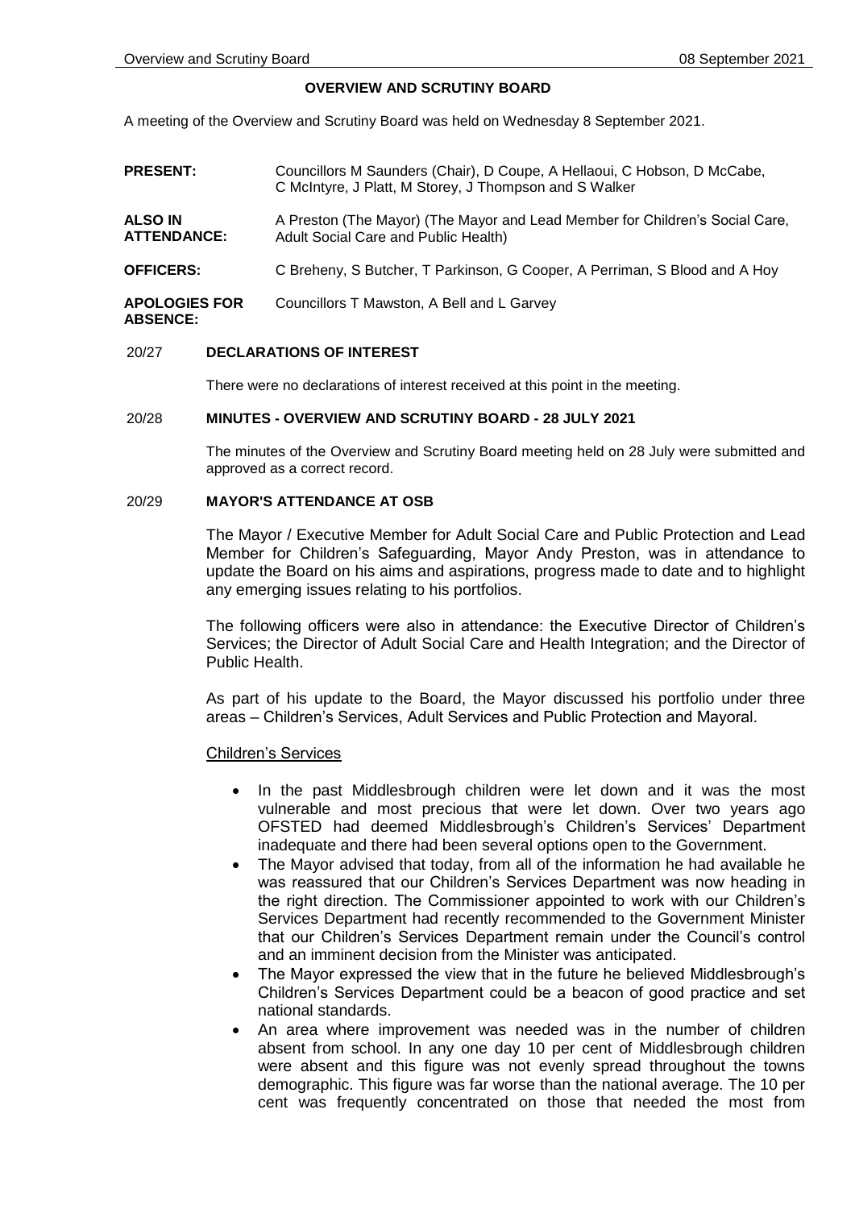# OVERVIEW AND SCRUTINY BOARD

A meeting of the Overview and Scrutiny Board was held on Wednesday 8 September 2021.

| | |
|---|---|
| **PRESENT:** | Councillors M Saunders (Chair), D Coupe, A Hellaoui, C Hobson, D McCabe, C McIntyre, J Platt, M Storey, J Thompson and S Walker |
| **ALSO IN ATTENDANCE:** | A Preston (The Mayor) (The Mayor and Lead Member for Children's Social Care, Adult Social Care and Public Health) |
| **OFFICERS:** | C Breheny, S Butcher, T Parkinson, G Cooper, A Perriman, S Blood and A Hoy |
| **APOLOGIES FOR ABSENCE:** | Councillors T Mawston, A Bell and L Garvey |

## 20/27 DECLARATIONS OF INTEREST

There were no declarations of interest received at this point in the meeting.

## 20/28 MINUTES - OVERVIEW AND SCRUTINY BOARD - 28 JULY 2021

The minutes of the Overview and Scrutiny Board meeting held on 28 July were submitted and approved as a correct record.

## 20/29 MAYOR'S ATTENDANCE AT OSB

The Mayor / Executive Member for Adult Social Care and Public Protection and Lead Member for Children's Safeguarding, Mayor Andy Preston, was in attendance to update the Board on his aims and aspirations, progress made to date and to highlight any emerging issues relating to his portfolios.

The following officers were also in attendance: the Executive Director of Children's Services; the Director of Adult Social Care and Health Integration; and the Director of Public Health.

As part of his update to the Board, the Mayor discussed his portfolio under three areas – Children's Services, Adult Services and Public Protection and Mayoral.

Children's Services

- In the past Middlesbrough children were let down and it was the most vulnerable and most precious that were let down. Over two years ago OFSTED had deemed Middlesbrough's Children's Services' Department inadequate and there had been several options open to the Government.
- The Mayor advised that today, from all of the information he had available he was reassured that our Children's Services Department was now heading in the right direction. The Commissioner appointed to work with our Children's Services Department had recently recommended to the Government Minister that our Children's Services Department remain under the Council's control and an imminent decision from the Minister was anticipated.
- The Mayor expressed the view that in the future he believed Middlesbrough's Children's Services Department could be a beacon of good practice and set national standards.
- An area where improvement was needed was in the number of children absent from school. In any one day 10 per cent of Middlesbrough children were absent and this figure was not evenly spread throughout the towns demographic. This figure was far worse than the national average. The 10 per cent was frequently concentrated on those that needed the most from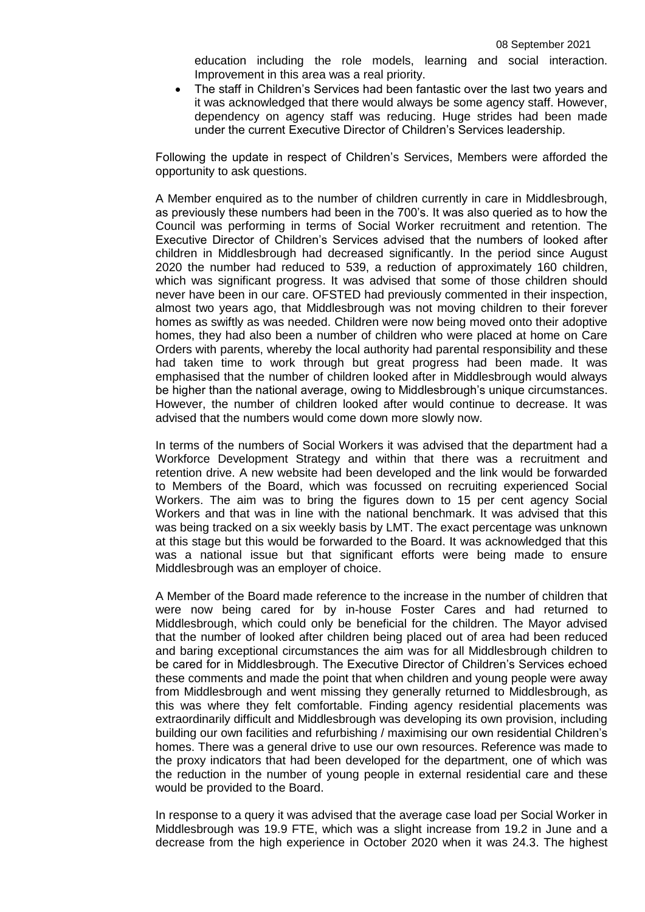education including the role models, learning and social interaction. Improvement in this area was a real priority.

- The staff in Children's Services had been fantastic over the last two years and it was acknowledged that there would always be some agency staff. However, dependency on agency staff was reducing. Huge strides had been made under the current Executive Director of Children's Services leadership.

Following the update in respect of Children's Services, Members were afforded the opportunity to ask questions.

A Member enquired as to the number of children currently in care in Middlesbrough, as previously these numbers had been in the 700's. It was also queried as to how the Council was performing in terms of Social Worker recruitment and retention. The Executive Director of Children's Services advised that the numbers of looked after children in Middlesbrough had decreased significantly. In the period since August 2020 the number had reduced to 539, a reduction of approximately 160 children, which was significant progress. It was advised that some of those children should never have been in our care. OFSTED had previously commented in their inspection, almost two years ago, that Middlesbrough was not moving children to their forever homes as swiftly as was needed. Children were now being moved onto their adoptive homes, they had also been a number of children who were placed at home on Care Orders with parents, whereby the local authority had parental responsibility and these had taken time to work through but great progress had been made. It was emphasised that the number of children looked after in Middlesbrough would always be higher than the national average, owing to Middlesbrough's unique circumstances. However, the number of children looked after would continue to decrease. It was advised that the numbers would come down more slowly now.

In terms of the numbers of Social Workers it was advised that the department had a Workforce Development Strategy and within that there was a recruitment and retention drive. A new website had been developed and the link would be forwarded to Members of the Board, which was focussed on recruiting experienced Social Workers. The aim was to bring the figures down to 15 per cent agency Social Workers and that was in line with the national benchmark. It was advised that this was being tracked on a six weekly basis by LMT. The exact percentage was unknown at this stage but this would be forwarded to the Board. It was acknowledged that this was a national issue but that significant efforts were being made to ensure Middlesbrough was an employer of choice.

A Member of the Board made reference to the increase in the number of children that were now being cared for by in-house Foster Cares and had returned to Middlesbrough, which could only be beneficial for the children. The Mayor advised that the number of looked after children being placed out of area had been reduced and baring exceptional circumstances the aim was for all Middlesbrough children to be cared for in Middlesbrough. The Executive Director of Children's Services echoed these comments and made the point that when children and young people were away from Middlesbrough and went missing they generally returned to Middlesbrough, as this was where they felt comfortable. Finding agency residential placements was extraordinarily difficult and Middlesbrough was developing its own provision, including building our own facilities and refurbishing / maximising our own residential Children's homes. There was a general drive to use our own resources. Reference was made to the proxy indicators that had been developed for the department, one of which was the reduction in the number of young people in external residential care and these would be provided to the Board.

In response to a query it was advised that the average case load per Social Worker in Middlesbrough was 19.9 FTE, which was a slight increase from 19.2 in June and a decrease from the high experience in October 2020 when it was 24.3. The highest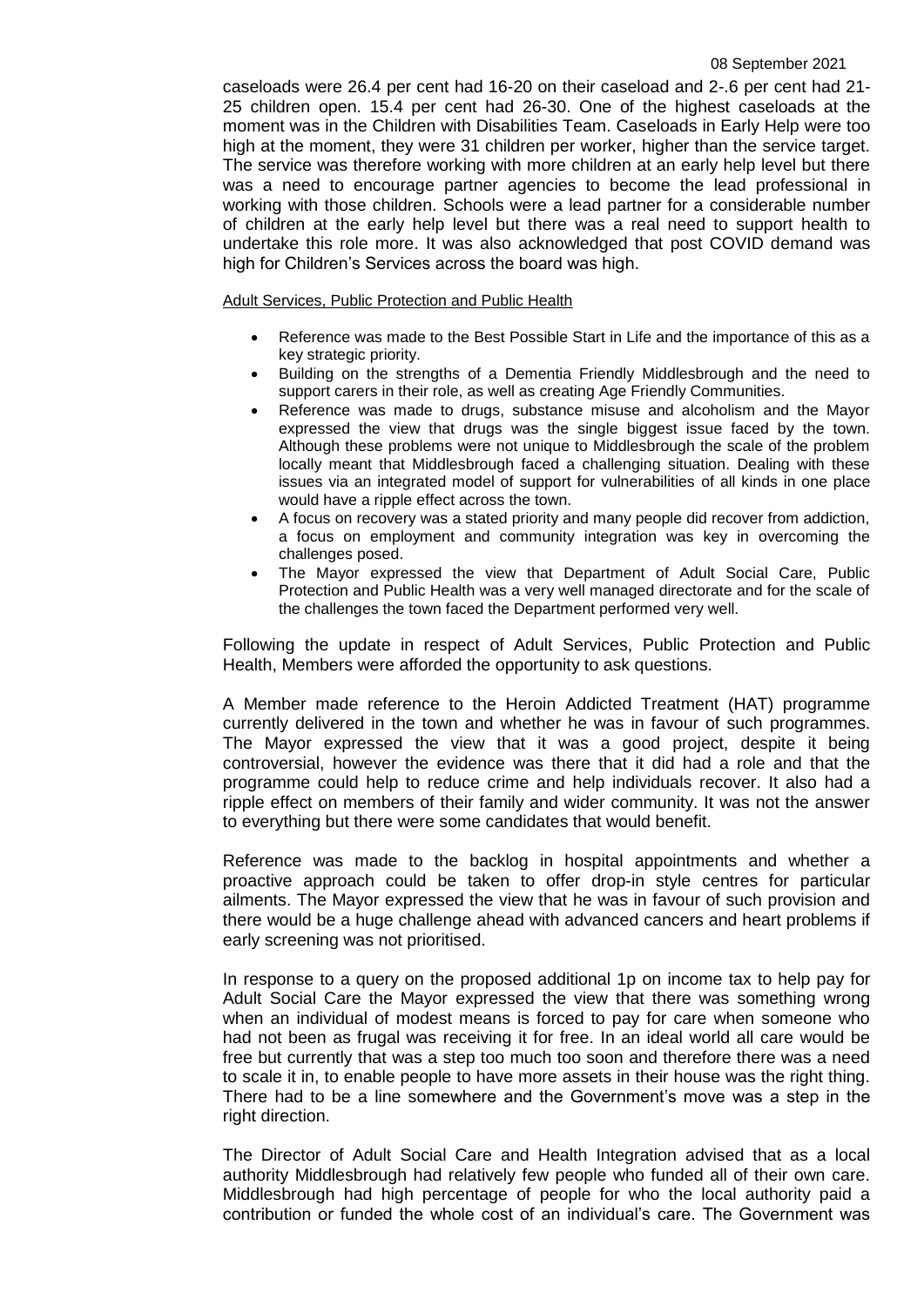caseloads were 26.4 per cent had 16-20 on their caseload and 2-.6 per cent had 21-25 children open. 15.4 per cent had 26-30. One of the highest caseloads at the moment was in the Children with Disabilities Team. Caseloads in Early Help were too high at the moment, they were 31 children per worker, higher than the service target. The service was therefore working with more children at an early help level but there was a need to encourage partner agencies to become the lead professional in working with those children. Schools were a lead partner for a considerable number of children at the early help level but there was a real need to support health to undertake this role more. It was also acknowledged that post COVID demand was high for Children's Services across the board was high.

Adult Services, Public Protection and Public Health

- Reference was made to the Best Possible Start in Life and the importance of this as a key strategic priority.
- Building on the strengths of a Dementia Friendly Middlesbrough and the need to support carers in their role, as well as creating Age Friendly Communities.
- Reference was made to drugs, substance misuse and alcoholism and the Mayor expressed the view that drugs was the single biggest issue faced by the town. Although these problems were not unique to Middlesbrough the scale of the problem locally meant that Middlesbrough faced a challenging situation. Dealing with these issues via an integrated model of support for vulnerabilities of all kinds in one place would have a ripple effect across the town.
- A focus on recovery was a stated priority and many people did recover from addiction, a focus on employment and community integration was key in overcoming the challenges posed.
- The Mayor expressed the view that Department of Adult Social Care, Public Protection and Public Health was a very well managed directorate and for the scale of the challenges the town faced the Department performed very well.

Following the update in respect of Adult Services, Public Protection and Public Health, Members were afforded the opportunity to ask questions.

A Member made reference to the Heroin Addicted Treatment (HAT) programme currently delivered in the town and whether he was in favour of such programmes. The Mayor expressed the view that it was a good project, despite it being controversial, however the evidence was there that it did had a role and that the programme could help to reduce crime and help individuals recover. It also had a ripple effect on members of their family and wider community. It was not the answer to everything but there were some candidates that would benefit.

Reference was made to the backlog in hospital appointments and whether a proactive approach could be taken to offer drop-in style centres for particular ailments. The Mayor expressed the view that he was in favour of such provision and there would be a huge challenge ahead with advanced cancers and heart problems if early screening was not prioritised.

In response to a query on the proposed additional 1p on income tax to help pay for Adult Social Care the Mayor expressed the view that there was something wrong when an individual of modest means is forced to pay for care when someone who had not been as frugal was receiving it for free. In an ideal world all care would be free but currently that was a step too much too soon and therefore there was a need to scale it in, to enable people to have more assets in their house was the right thing. There had to be a line somewhere and the Government's move was a step in the right direction.

The Director of Adult Social Care and Health Integration advised that as a local authority Middlesbrough had relatively few people who funded all of their own care. Middlesbrough had high percentage of people for who the local authority paid a contribution or funded the whole cost of an individual's care. The Government was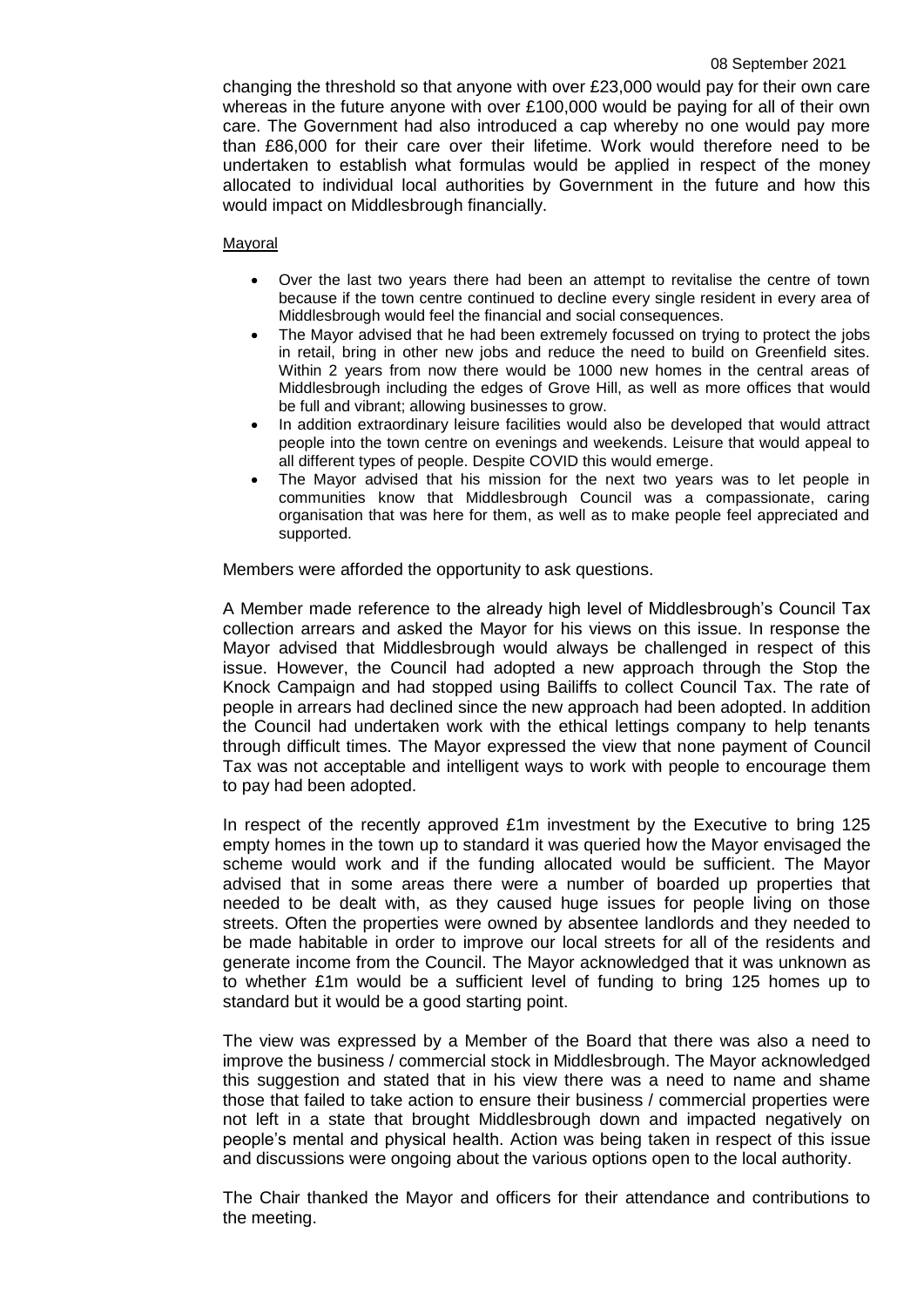changing the threshold so that anyone with over £23,000 would pay for their own care whereas in the future anyone with over £100,000 would be paying for all of their own care. The Government had also introduced a cap whereby no one would pay more than £86,000 for their care over their lifetime. Work would therefore need to be undertaken to establish what formulas would be applied in respect of the money allocated to individual local authorities by Government in the future and how this would impact on Middlesbrough financially.

Mayoral

- Over the last two years there had been an attempt to revitalise the centre of town because if the town centre continued to decline every single resident in every area of Middlesbrough would feel the financial and social consequences.
- The Mayor advised that he had been extremely focussed on trying to protect the jobs in retail, bring in other new jobs and reduce the need to build on Greenfield sites. Within 2 years from now there would be 1000 new homes in the central areas of Middlesbrough including the edges of Grove Hill, as well as more offices that would be full and vibrant; allowing businesses to grow.
- In addition extraordinary leisure facilities would also be developed that would attract people into the town centre on evenings and weekends. Leisure that would appeal to all different types of people. Despite COVID this would emerge.
- The Mayor advised that his mission for the next two years was to let people in communities know that Middlesbrough Council was a compassionate, caring organisation that was here for them, as well as to make people feel appreciated and supported.

Members were afforded the opportunity to ask questions.

A Member made reference to the already high level of Middlesbrough's Council Tax collection arrears and asked the Mayor for his views on this issue. In response the Mayor advised that Middlesbrough would always be challenged in respect of this issue. However, the Council had adopted a new approach through the Stop the Knock Campaign and had stopped using Bailiffs to collect Council Tax. The rate of people in arrears had declined since the new approach had been adopted. In addition the Council had undertaken work with the ethical lettings company to help tenants through difficult times. The Mayor expressed the view that none payment of Council Tax was not acceptable and intelligent ways to work with people to encourage them to pay had been adopted.

In respect of the recently approved £1m investment by the Executive to bring 125 empty homes in the town up to standard it was queried how the Mayor envisaged the scheme would work and if the funding allocated would be sufficient. The Mayor advised that in some areas there were a number of boarded up properties that needed to be dealt with, as they caused huge issues for people living on those streets. Often the properties were owned by absentee landlords and they needed to be made habitable in order to improve our local streets for all of the residents and generate income from the Council. The Mayor acknowledged that it was unknown as to whether £1m would be a sufficient level of funding to bring 125 homes up to standard but it would be a good starting point.

The view was expressed by a Member of the Board that there was also a need to improve the business / commercial stock in Middlesbrough. The Mayor acknowledged this suggestion and stated that in his view there was a need to name and shame those that failed to take action to ensure their business / commercial properties were not left in a state that brought Middlesbrough down and impacted negatively on people's mental and physical health. Action was being taken in respect of this issue and discussions were ongoing about the various options open to the local authority.

The Chair thanked the Mayor and officers for their attendance and contributions to the meeting.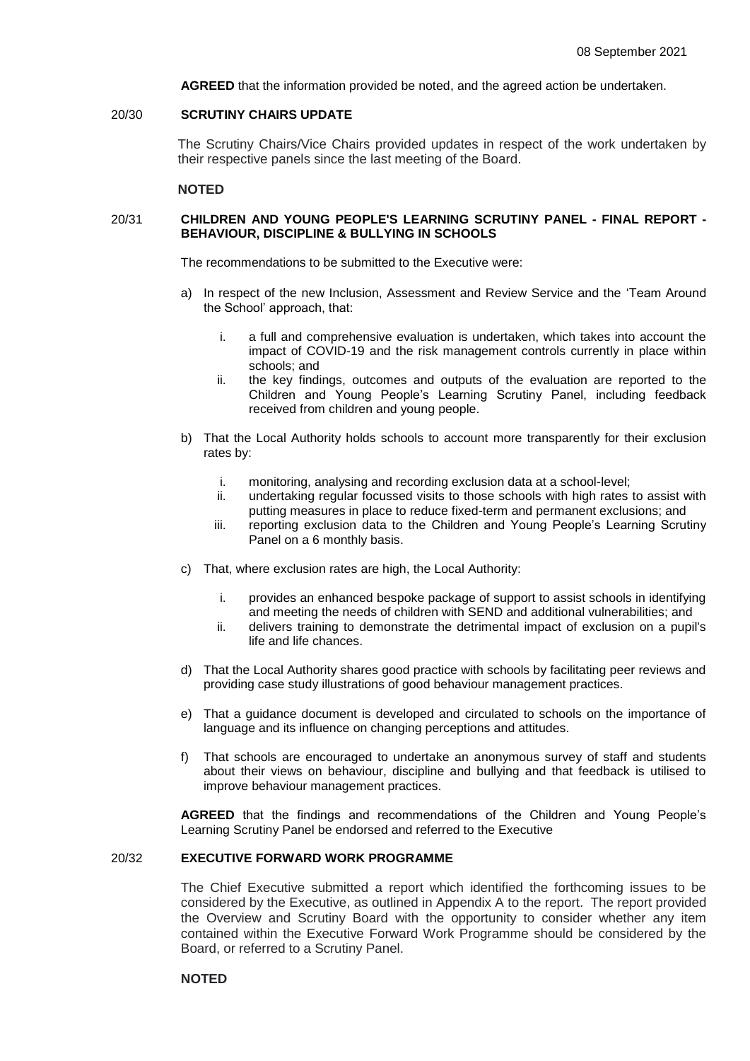**AGREED** that the information provided be noted, and the agreed action be undertaken.

## 20/30 SCRUTINY CHAIRS UPDATE

The Scrutiny Chairs/Vice Chairs provided updates in respect of the work undertaken by their respective panels since the last meeting of the Board.

**NOTED**

## 20/31 CHILDREN AND YOUNG PEOPLE'S LEARNING SCRUTINY PANEL - FINAL REPORT - BEHAVIOUR, DISCIPLINE & BULLYING IN SCHOOLS

The recommendations to be submitted to the Executive were:

a) In respect of the new Inclusion, Assessment and Review Service and the 'Team Around the School' approach, that:

   i. a full and comprehensive evaluation is undertaken, which takes into account the impact of COVID-19 and the risk management controls currently in place within schools; and
   
   ii. the key findings, outcomes and outputs of the evaluation are reported to the Children and Young People's Learning Scrutiny Panel, including feedback received from children and young people.

b) That the Local Authority holds schools to account more transparently for their exclusion rates by:

   i. monitoring, analysing and recording exclusion data at a school-level;
   
   ii. undertaking regular focussed visits to those schools with high rates to assist with putting measures in place to reduce fixed-term and permanent exclusions; and
   
   iii. reporting exclusion data to the Children and Young People's Learning Scrutiny Panel on a 6 monthly basis.

c) That, where exclusion rates are high, the Local Authority:

   i. provides an enhanced bespoke package of support to assist schools in identifying and meeting the needs of children with SEND and additional vulnerabilities; and
   
   ii. delivers training to demonstrate the detrimental impact of exclusion on a pupil's life and life chances.

d) That the Local Authority shares good practice with schools by facilitating peer reviews and providing case study illustrations of good behaviour management practices.

e) That a guidance document is developed and circulated to schools on the importance of language and its influence on changing perceptions and attitudes.

f) That schools are encouraged to undertake an anonymous survey of staff and students about their views on behaviour, discipline and bullying and that feedback is utilised to improve behaviour management practices.

**AGREED** that the findings and recommendations of the Children and Young People's Learning Scrutiny Panel be endorsed and referred to the Executive

## 20/32 EXECUTIVE FORWARD WORK PROGRAMME

The Chief Executive submitted a report which identified the forthcoming issues to be considered by the Executive, as outlined in Appendix A to the report. The report provided the Overview and Scrutiny Board with the opportunity to consider whether any item contained within the Executive Forward Work Programme should be considered by the Board, or referred to a Scrutiny Panel.

**NOTED**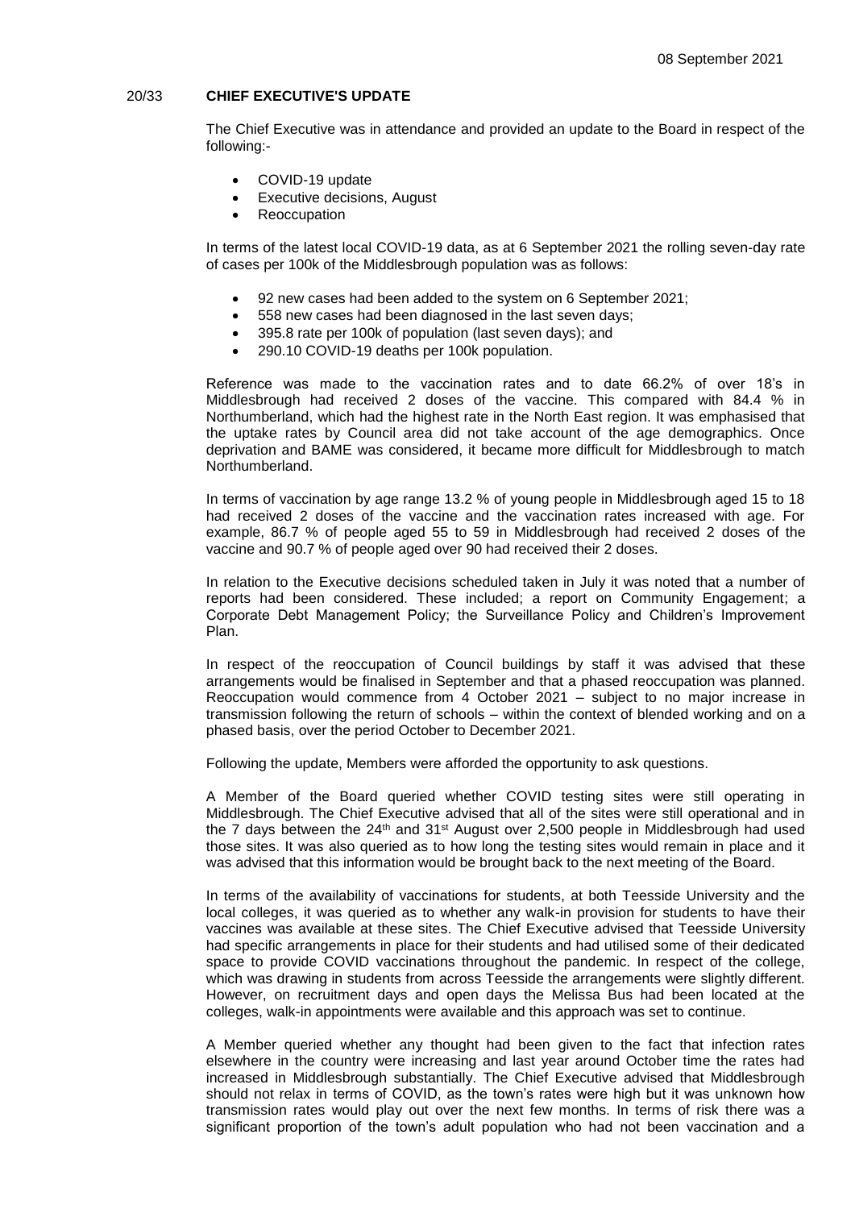## 20/33 CHIEF EXECUTIVE'S UPDATE

The Chief Executive was in attendance and provided an update to the Board in respect of the following:-

- COVID-19 update
- Executive decisions, August
- Reoccupation

In terms of the latest local COVID-19 data, as at 6 September 2021 the rolling seven-day rate of cases per 100k of the Middlesbrough population was as follows:

- 92 new cases had been added to the system on 6 September 2021;
- 558 new cases had been diagnosed in the last seven days;
- 395.8 rate per 100k of population (last seven days); and
- 290.10 COVID-19 deaths per 100k population.

Reference was made to the vaccination rates and to date 66.2% of over 18's in Middlesbrough had received 2 doses of the vaccine. This compared with 84.4 % in Northumberland, which had the highest rate in the North East region. It was emphasised that the uptake rates by Council area did not take account of the age demographics. Once deprivation and BAME was considered, it became more difficult for Middlesbrough to match Northumberland.

In terms of vaccination by age range 13.2 % of young people in Middlesbrough aged 15 to 18 had received 2 doses of the vaccine and the vaccination rates increased with age. For example, 86.7 % of people aged 55 to 59 in Middlesbrough had received 2 doses of the vaccine and 90.7 % of people aged over 90 had received their 2 doses.

In relation to the Executive decisions scheduled taken in July it was noted that a number of reports had been considered. These included; a report on Community Engagement; a Corporate Debt Management Policy; the Surveillance Policy and Children's Improvement Plan.

In respect of the reoccupation of Council buildings by staff it was advised that these arrangements would be finalised in September and that a phased reoccupation was planned. Reoccupation would commence from 4 October 2021 – subject to no major increase in transmission following the return of schools – within the context of blended working and on a phased basis, over the period October to December 2021.

Following the update, Members were afforded the opportunity to ask questions.

A Member of the Board queried whether COVID testing sites were still operating in Middlesbrough. The Chief Executive advised that all of the sites were still operational and in the 7 days between the 24th and 31st August over 2,500 people in Middlesbrough had used those sites. It was also queried as to how long the testing sites would remain in place and it was advised that this information would be brought back to the next meeting of the Board.

In terms of the availability of vaccinations for students, at both Teesside University and the local colleges, it was queried as to whether any walk-in provision for students to have their vaccines was available at these sites. The Chief Executive advised that Teesside University had specific arrangements in place for their students and had utilised some of their dedicated space to provide COVID vaccinations throughout the pandemic. In respect of the college, which was drawing in students from across Teesside the arrangements were slightly different. However, on recruitment days and open days the Melissa Bus had been located at the colleges, walk-in appointments were available and this approach was set to continue.

A Member queried whether any thought had been given to the fact that infection rates elsewhere in the country were increasing and last year around October time the rates had increased in Middlesbrough substantially. The Chief Executive advised that Middlesbrough should not relax in terms of COVID, as the town's rates were high but it was unknown how transmission rates would play out over the next few months. In terms of risk there was a significant proportion of the town's adult population who had not been vaccination and a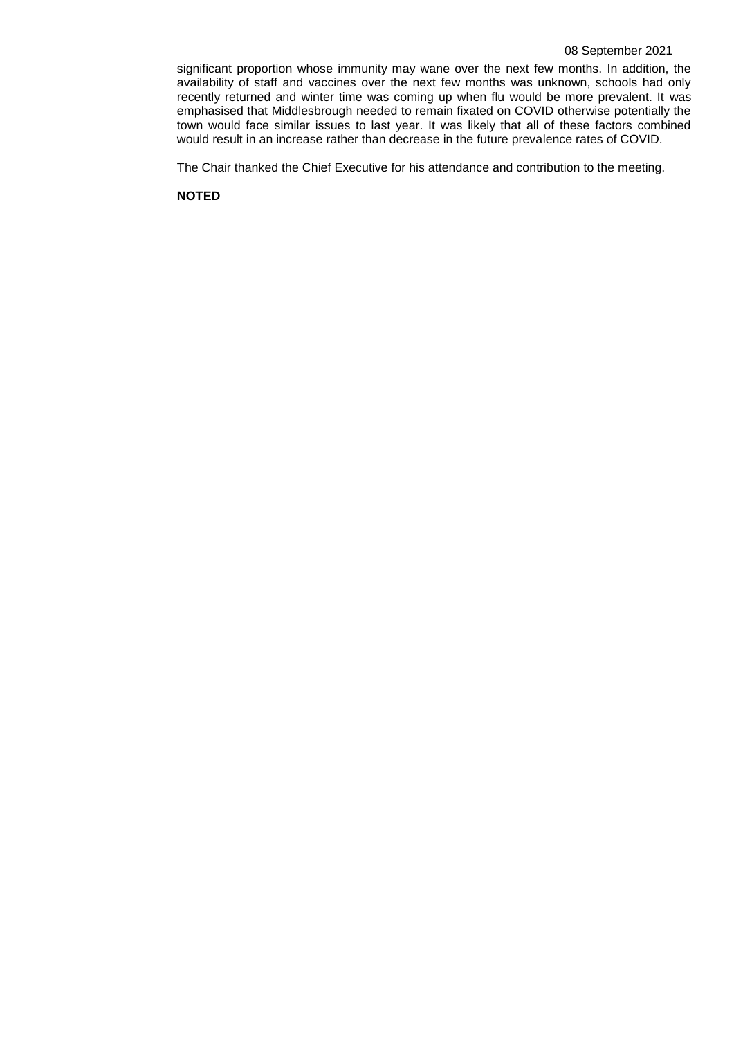significant proportion whose immunity may wane over the next few months. In addition, the availability of staff and vaccines over the next few months was unknown, schools had only recently returned and winter time was coming up when flu would be more prevalent. It was emphasised that Middlesbrough needed to remain fixated on COVID otherwise potentially the town would face similar issues to last year. It was likely that all of these factors combined would result in an increase rather than decrease in the future prevalence rates of COVID.

The Chair thanked the Chief Executive for his attendance and contribution to the meeting.

**NOTED**